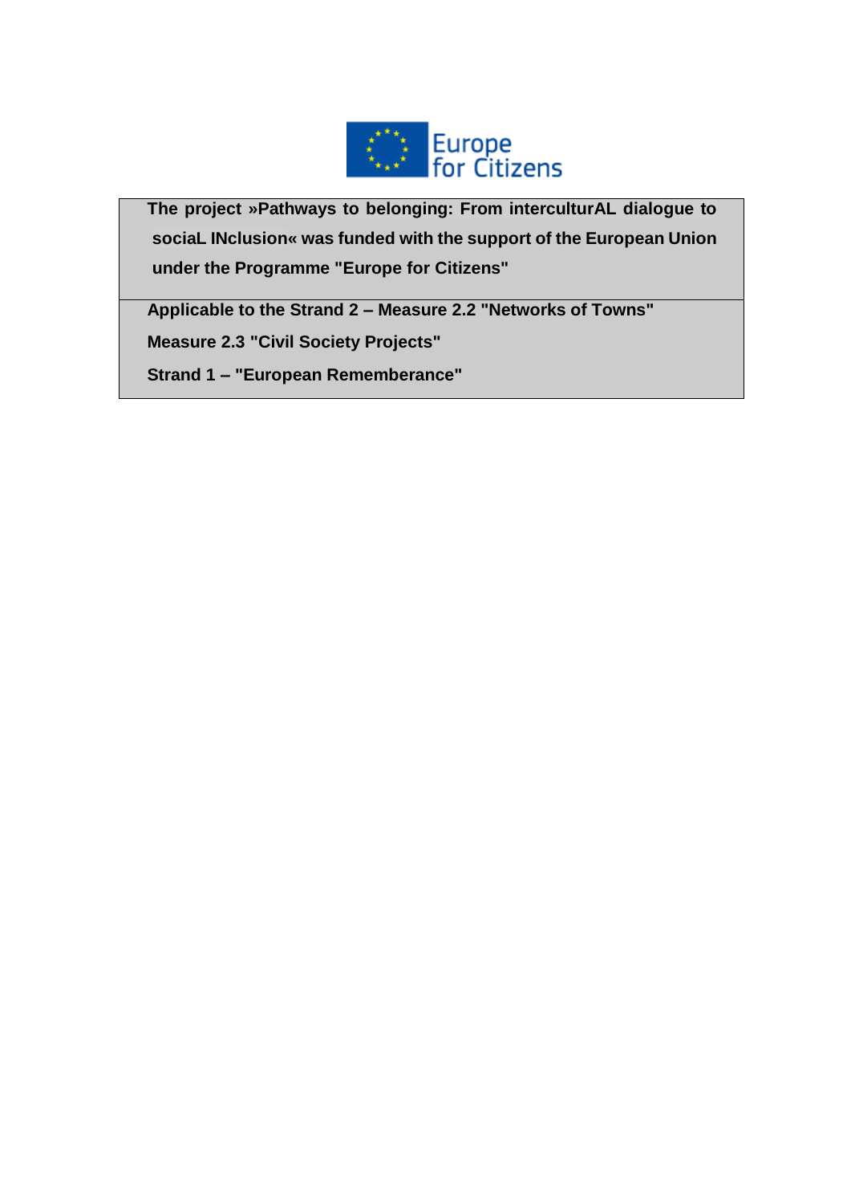Europe for Citizens

**The project »Pathways to belonging: From interculturAL dialogue to sociaL INclusion« was funded with the support of the European Union under the Programme "Europe for Citizens"**

**Applicable to the Strand 2 – Measure 2.2 "Networks of Towns"**

**Measure 2.3 "Civil Society Projects"**

**Strand 1 – "European Rememberance"**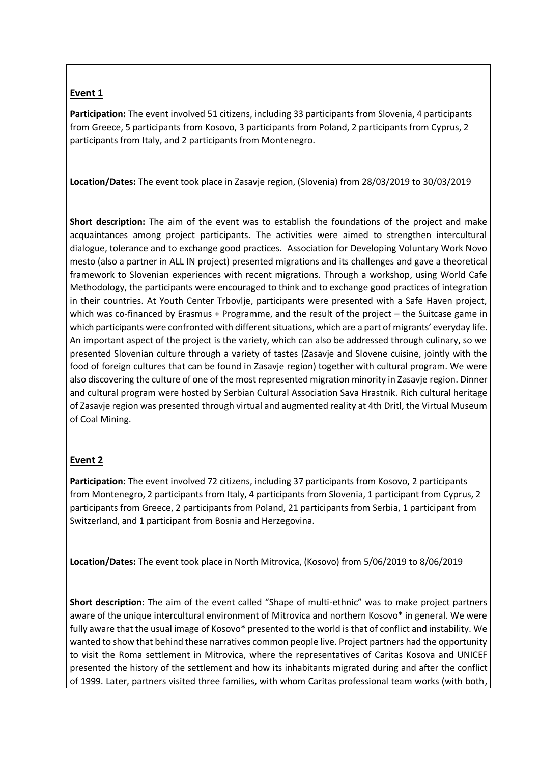## Event 1

**Participation:** The event involved 51 citizens, including 33 participants from Slovenia, 4 participants from Greece, 5 participants from Kosovo, 3 participants from Poland, 2 participants from Cyprus, 2 participants from Italy, and 2 participants from Montenegro.

**Location/Dates:** The event took place in Zasavje region, (Slovenia) from 28/03/2019 to 30/03/2019

**Short description:** The aim of the event was to establish the foundations of the project and make acquaintances among project participants. The activities were aimed to strengthen intercultural dialogue, tolerance and to exchange good practices. Association for Developing Voluntary Work Novo mesto (also a partner in ALL IN project) presented migrations and its challenges and gave a theoretical framework to Slovenian experiences with recent migrations. Through a workshop, using World Cafe Methodology, the participants were encouraged to think and to exchange good practices of integration in their countries. At Youth Center Trbovlje, participants were presented with a Safe Haven project, which was co-financed by Erasmus + Programme, and the result of the project – the Suitcase game in which participants were confronted with different situations, which are a part of migrants' everyday life. An important aspect of the project is the variety, which can also be addressed through culinary, so we presented Slovenian culture through a variety of tastes (Zasavje and Slovene cuisine, jointly with the food of foreign cultures that can be found in Zasavje region) together with cultural program. We were also discovering the culture of one of the most represented migration minority in Zasavje region. Dinner and cultural program were hosted by Serbian Cultural Association Sava Hrastnik. Rich cultural heritage of Zasavje region was presented through virtual and augmented reality at 4th Dritl, the Virtual Museum of Coal Mining.

## Event 2

**Participation:** The event involved 72 citizens, including 37 participants from Kosovo, 2 participants from Montenegro, 2 participants from Italy, 4 participants from Slovenia, 1 participant from Cyprus, 2 participants from Greece, 2 participants from Poland, 21 participants from Serbia, 1 participant from Switzerland, and 1 participant from Bosnia and Herzegovina.

**Location/Dates:** The event took place in North Mitrovica, (Kosovo) from 5/06/2019 to 8/06/2019

**Short description:** The aim of the event called "Shape of multi-ethnic" was to make project partners aware of the unique intercultural environment of Mitrovica and northern Kosovo* in general. We were fully aware that the usual image of Kosovo* presented to the world is that of conflict and instability. We wanted to show that behind these narratives common people live. Project partners had the opportunity to visit the Roma settlement in Mitrovica, where the representatives of Caritas Kosova and UNICEF presented the history of the settlement and how its inhabitants migrated during and after the conflict of 1999. Later, partners visited three families, with whom Caritas professional team works (with both,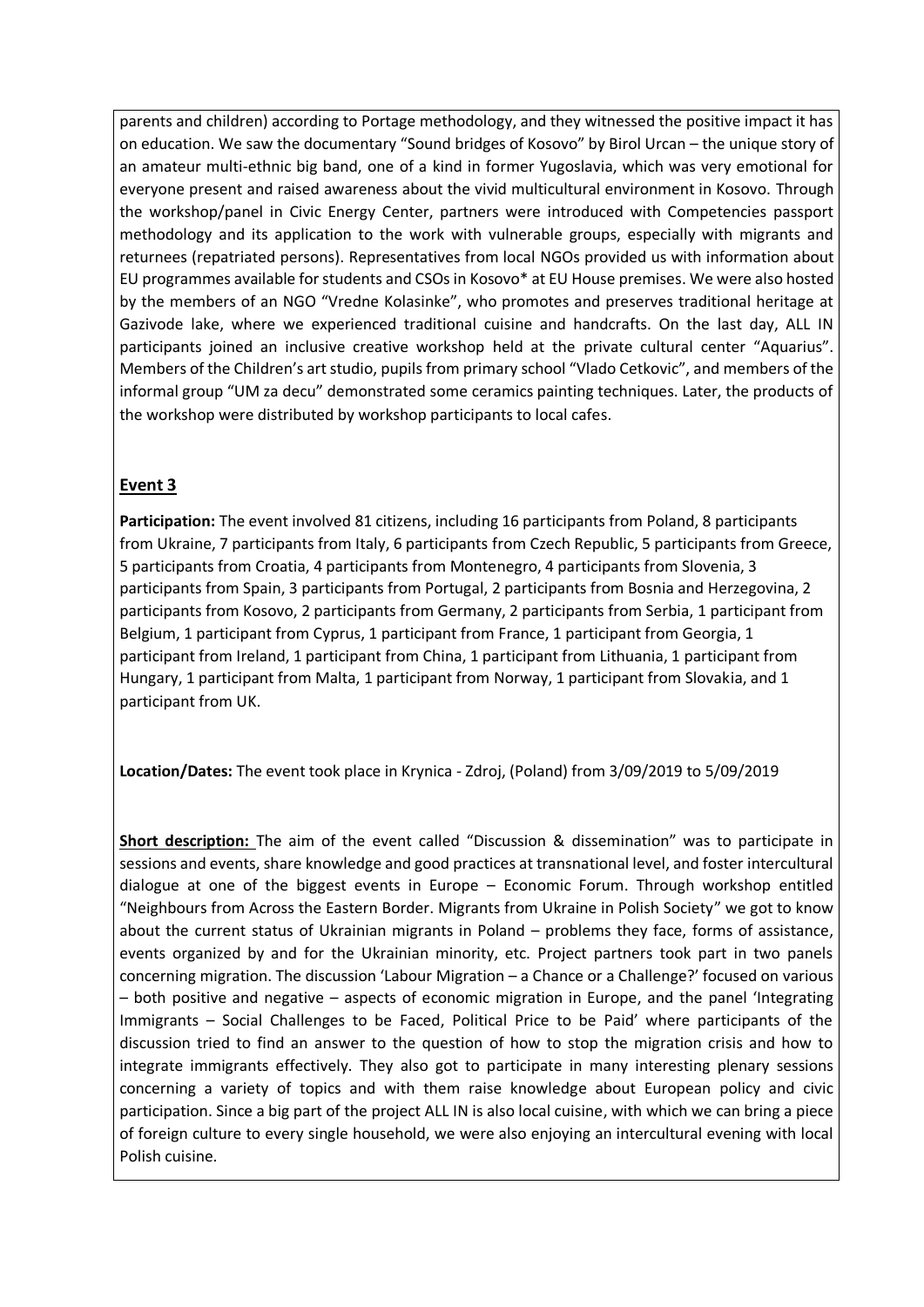parents and children) according to Portage methodology, and they witnessed the positive impact it has on education. We saw the documentary "Sound bridges of Kosovo" by Birol Urcan – the unique story of an amateur multi-ethnic big band, one of a kind in former Yugoslavia, which was very emotional for everyone present and raised awareness about the vivid multicultural environment in Kosovo. Through the workshop/panel in Civic Energy Center, partners were introduced with Competencies passport methodology and its application to the work with vulnerable groups, especially with migrants and returnees (repatriated persons). Representatives from local NGOs provided us with information about EU programmes available for students and CSOs in Kosovo* at EU House premises. We were also hosted by the members of an NGO "Vredne Kolasinke", who promotes and preserves traditional heritage at Gazivode lake, where we experienced traditional cuisine and handcrafts. On the last day, ALL IN participants joined an inclusive creative workshop held at the private cultural center "Aquarius". Members of the Children's art studio, pupils from primary school "Vlado Cetkovic", and members of the informal group "UM za decu" demonstrated some ceramics painting techniques. Later, the products of the workshop were distributed by workshop participants to local cafes.

## Event 3

**Participation:** The event involved 81 citizens, including 16 participants from Poland, 8 participants from Ukraine, 7 participants from Italy, 6 participants from Czech Republic, 5 participants from Greece, 5 participants from Croatia, 4 participants from Montenegro, 4 participants from Slovenia, 3 participants from Spain, 3 participants from Portugal, 2 participants from Bosnia and Herzegovina, 2 participants from Kosovo, 2 participants from Germany, 2 participants from Serbia, 1 participant from Belgium, 1 participant from Cyprus, 1 participant from France, 1 participant from Georgia, 1 participant from Ireland, 1 participant from China, 1 participant from Lithuania, 1 participant from Hungary, 1 participant from Malta, 1 participant from Norway, 1 participant from Slovakia, and 1 participant from UK.

**Location/Dates:** The event took place in Krynica - Zdroj, (Poland) from 3/09/2019 to 5/09/2019

**Short description:** The aim of the event called "Discussion & dissemination" was to participate in sessions and events, share knowledge and good practices at transnational level, and foster intercultural dialogue at one of the biggest events in Europe – Economic Forum. Through workshop entitled "Neighbours from Across the Eastern Border. Migrants from Ukraine in Polish Society" we got to know about the current status of Ukrainian migrants in Poland – problems they face, forms of assistance, events organized by and for the Ukrainian minority, etc. Project partners took part in two panels concerning migration. The discussion 'Labour Migration – a Chance or a Challenge?' focused on various – both positive and negative – aspects of economic migration in Europe, and the panel 'Integrating Immigrants – Social Challenges to be Faced, Political Price to be Paid' where participants of the discussion tried to find an answer to the question of how to stop the migration crisis and how to integrate immigrants effectively. They also got to participate in many interesting plenary sessions concerning a variety of topics and with them raise knowledge about European policy and civic participation. Since a big part of the project ALL IN is also local cuisine, with which we can bring a piece of foreign culture to every single household, we were also enjoying an intercultural evening with local Polish cuisine.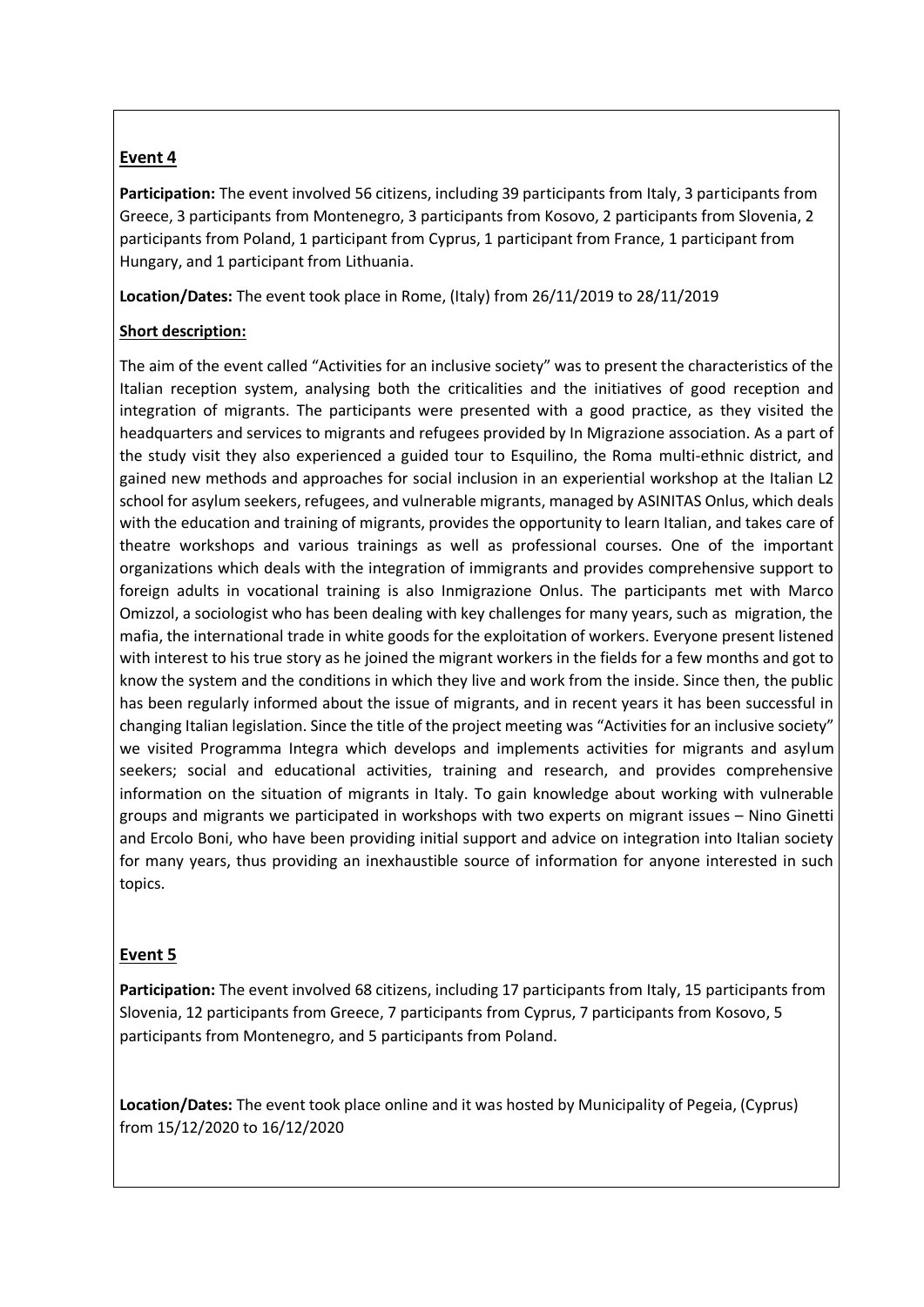## Event 4

**Participation:** The event involved 56 citizens, including 39 participants from Italy, 3 participants from Greece, 3 participants from Montenegro, 3 participants from Kosovo, 2 participants from Slovenia, 2 participants from Poland, 1 participant from Cyprus, 1 participant from France, 1 participant from Hungary, and 1 participant from Lithuania.

**Location/Dates:** The event took place in Rome, (Italy) from 26/11/2019 to 28/11/2019

**Short description:**

The aim of the event called "Activities for an inclusive society" was to present the characteristics of the Italian reception system, analysing both the criticalities and the initiatives of good reception and integration of migrants. The participants were presented with a good practice, as they visited the headquarters and services to migrants and refugees provided by In Migrazione association. As a part of the study visit they also experienced a guided tour to Esquilino, the Roma multi-ethnic district, and gained new methods and approaches for social inclusion in an experiential workshop at the Italian L2 school for asylum seekers, refugees, and vulnerable migrants, managed by ASINITAS Onlus, which deals with the education and training of migrants, provides the opportunity to learn Italian, and takes care of theatre workshops and various trainings as well as professional courses. One of the important organizations which deals with the integration of immigrants and provides comprehensive support to foreign adults in vocational training is also Inmigrazione Onlus. The participants met with Marco Omizzol, a sociologist who has been dealing with key challenges for many years, such as migration, the mafia, the international trade in white goods for the exploitation of workers. Everyone present listened with interest to his true story as he joined the migrant workers in the fields for a few months and got to know the system and the conditions in which they live and work from the inside. Since then, the public has been regularly informed about the issue of migrants, and in recent years it has been successful in changing Italian legislation. Since the title of the project meeting was "Activities for an inclusive society" we visited Programma Integra which develops and implements activities for migrants and asylum seekers; social and educational activities, training and research, and provides comprehensive information on the situation of migrants in Italy. To gain knowledge about working with vulnerable groups and migrants we participated in workshops with two experts on migrant issues – Nino Ginetti and Ercolo Boni, who have been providing initial support and advice on integration into Italian society for many years, thus providing an inexhaustible source of information for anyone interested in such topics.

## Event 5

**Participation:** The event involved 68 citizens, including 17 participants from Italy, 15 participants from Slovenia, 12 participants from Greece, 7 participants from Cyprus, 7 participants from Kosovo, 5 participants from Montenegro, and 5 participants from Poland.

**Location/Dates:** The event took place online and it was hosted by Municipality of Pegeia, (Cyprus) from 15/12/2020 to 16/12/2020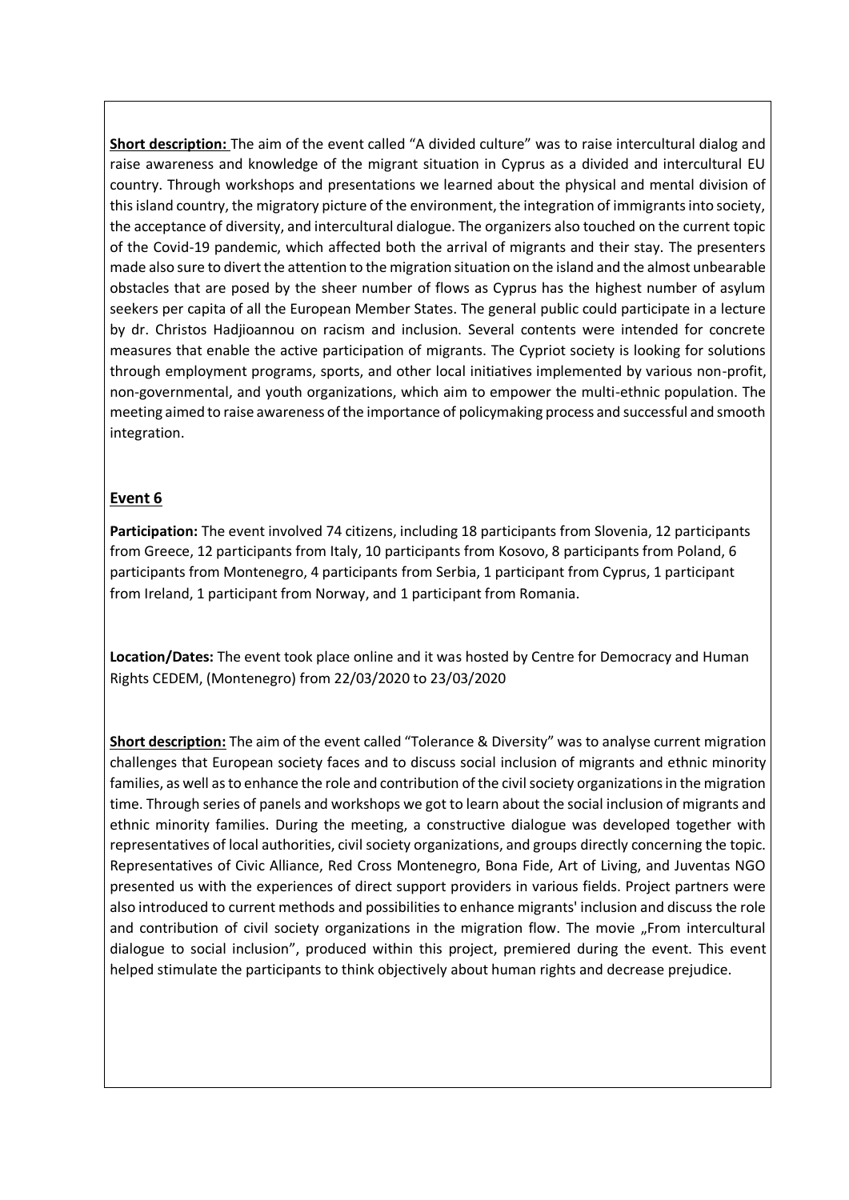**Short description:** The aim of the event called "A divided culture" was to raise intercultural dialog and raise awareness and knowledge of the migrant situation in Cyprus as a divided and intercultural EU country. Through workshops and presentations we learned about the physical and mental division of this island country, the migratory picture of the environment, the integration of immigrants into society, the acceptance of diversity, and intercultural dialogue. The organizers also touched on the current topic of the Covid-19 pandemic, which affected both the arrival of migrants and their stay. The presenters made also sure to divert the attention to the migration situation on the island and the almost unbearable obstacles that are posed by the sheer number of flows as Cyprus has the highest number of asylum seekers per capita of all the European Member States. The general public could participate in a lecture by dr. Christos Hadjioannou on racism and inclusion. Several contents were intended for concrete measures that enable the active participation of migrants. The Cypriot society is looking for solutions through employment programs, sports, and other local initiatives implemented by various non-profit, non-governmental, and youth organizations, which aim to empower the multi-ethnic population. The meeting aimed to raise awareness of the importance of policymaking process and successful and smooth integration.

## Event 6

**Participation:** The event involved 74 citizens, including 18 participants from Slovenia, 12 participants from Greece, 12 participants from Italy, 10 participants from Kosovo, 8 participants from Poland, 6 participants from Montenegro, 4 participants from Serbia, 1 participant from Cyprus, 1 participant from Ireland, 1 participant from Norway, and 1 participant from Romania.

**Location/Dates:** The event took place online and it was hosted by Centre for Democracy and Human Rights CEDEM, (Montenegro) from 22/03/2020 to 23/03/2020

**Short description:** The aim of the event called "Tolerance & Diversity" was to analyse current migration challenges that European society faces and to discuss social inclusion of migrants and ethnic minority families, as well as to enhance the role and contribution of the civil society organizations in the migration time. Through series of panels and workshops we got to learn about the social inclusion of migrants and ethnic minority families. During the meeting, a constructive dialogue was developed together with representatives of local authorities, civil society organizations, and groups directly concerning the topic. Representatives of Civic Alliance, Red Cross Montenegro, Bona Fide, Art of Living, and Juventas NGO presented us with the experiences of direct support providers in various fields. Project partners were also introduced to current methods and possibilities to enhance migrants' inclusion and discuss the role and contribution of civil society organizations in the migration flow. The movie „From intercultural dialogue to social inclusion", produced within this project, premiered during the event. This event helped stimulate the participants to think objectively about human rights and decrease prejudice.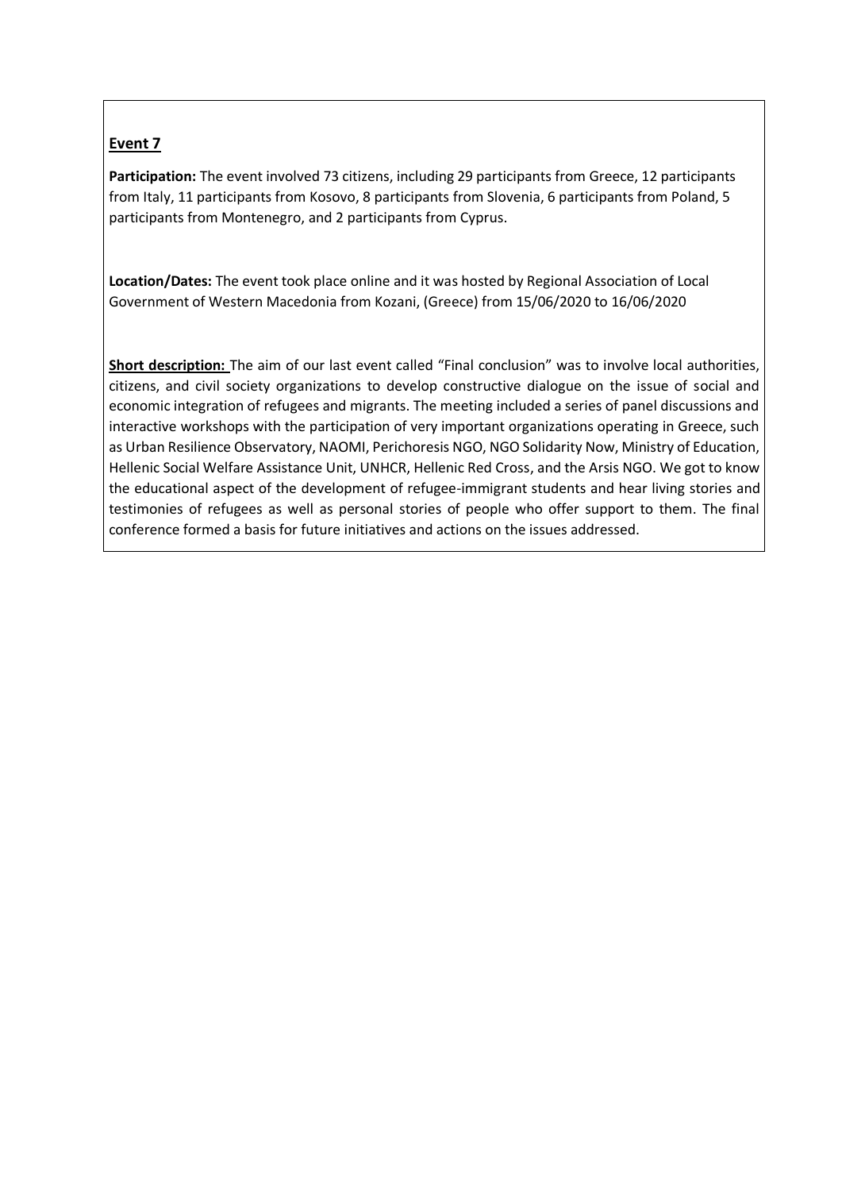## Event 7

**Participation:** The event involved 73 citizens, including 29 participants from Greece, 12 participants from Italy, 11 participants from Kosovo, 8 participants from Slovenia, 6 participants from Poland, 5 participants from Montenegro, and 2 participants from Cyprus.

**Location/Dates:** The event took place online and it was hosted by Regional Association of Local Government of Western Macedonia from Kozani, (Greece) from 15/06/2020 to 16/06/2020

**Short description:** The aim of our last event called "Final conclusion" was to involve local authorities, citizens, and civil society organizations to develop constructive dialogue on the issue of social and economic integration of refugees and migrants. The meeting included a series of panel discussions and interactive workshops with the participation of very important organizations operating in Greece, such as Urban Resilience Observatory, NAOMI, Perichoresis NGO, NGO Solidarity Now, Ministry of Education, Hellenic Social Welfare Assistance Unit, UNHCR, Hellenic Red Cross, and the Arsis NGO. We got to know the educational aspect of the development of refugee-immigrant students and hear living stories and testimonies of refugees as well as personal stories of people who offer support to them. The final conference formed a basis for future initiatives and actions on the issues addressed.